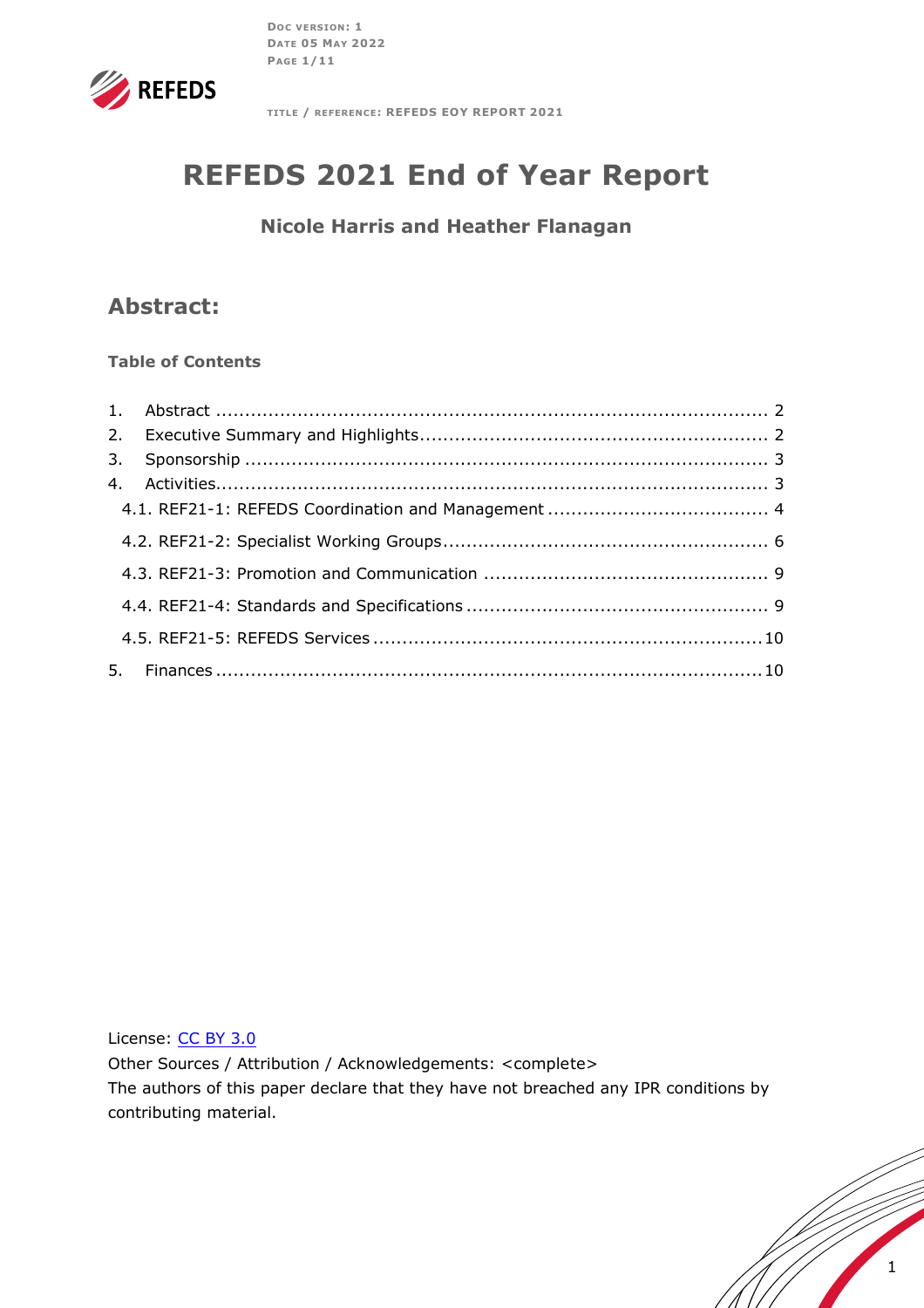# REFEDS 2021 End of Year Report

**Nicole Harris and Heather Flanagan**

## Abstract:

**Table of Contents**

1. Abstract ........................................................................................... 2
2. Executive Summary and Highlights........................................................... 2
3. Sponsorship ....................................................................................... 3
4. Activities............................................................................................ 3
   - 4.1. REF21-1: REFEDS Coordination and Management ..................................... 4
   - 4.2. REF21-2: Specialist Working Groups....................................................... 6
   - 4.3. REF21-3: Promotion and Communication ................................................ 9
   - 4.4. REF21-4: Standards and Specifications ................................................... 9
   - 4.5. REF21-5: REFEDS Services ..................................................................10
5. Finances ...........................................................................................10

License: [CC BY 3.0](https://creativecommons.org/licenses/by/3.0/)
Other Sources / Attribution / Acknowledgements: <complete>
The authors of this paper declare that they have not breached any IPR conditions by contributing material.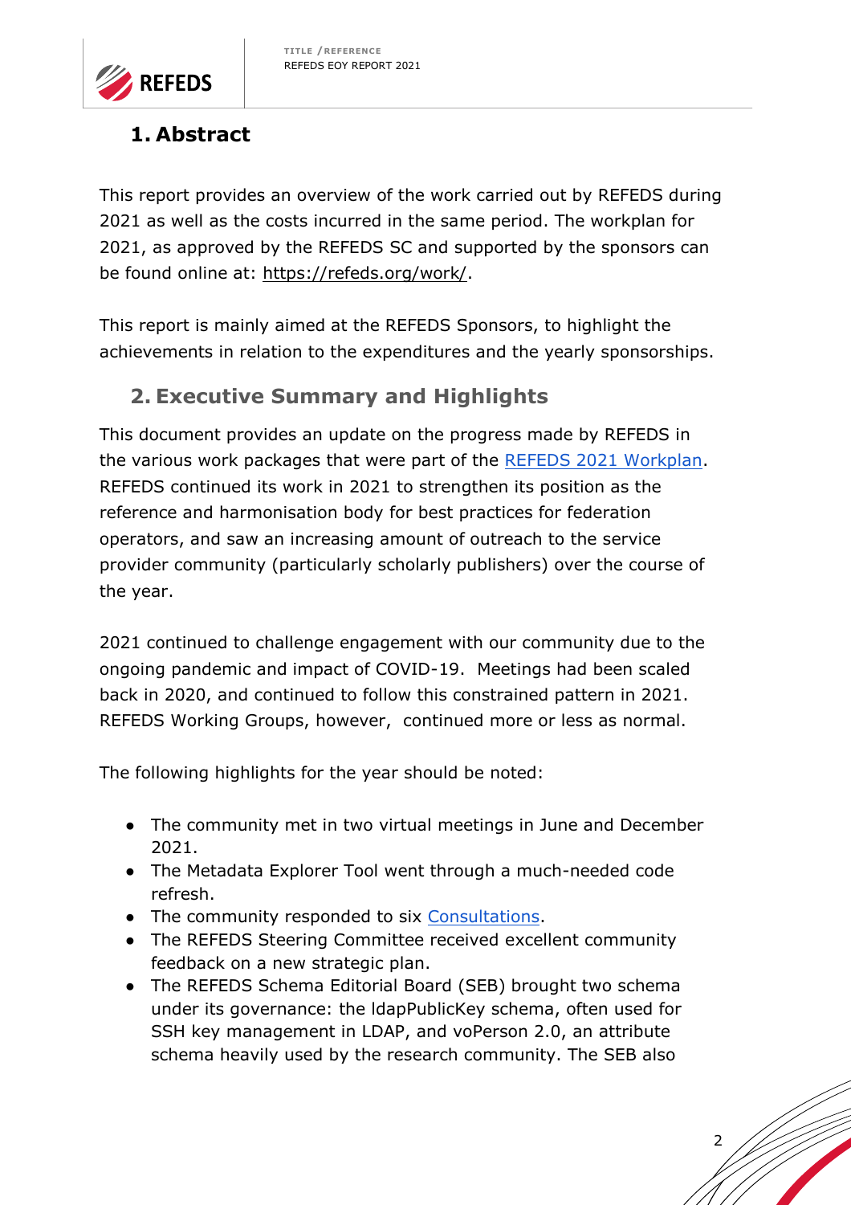# 1. Abstract

This report provides an overview of the work carried out by REFEDS during 2021 as well as the costs incurred in the same period. The workplan for 2021, as approved by the REFEDS SC and supported by the sponsors can be found online at: https://refeds.org/work/.

This report is mainly aimed at the REFEDS Sponsors, to highlight the achievements in relation to the expenditures and the yearly sponsorships.

# 2. Executive Summary and Highlights

This document provides an update on the progress made by REFEDS in the various work packages that were part of the REFEDS 2021 Workplan. REFEDS continued its work in 2021 to strengthen its position as the reference and harmonisation body for best practices for federation operators, and saw an increasing amount of outreach to the service provider community (particularly scholarly publishers) over the course of the year.

2021 continued to challenge engagement with our community due to the ongoing pandemic and impact of COVID-19. Meetings had been scaled back in 2020, and continued to follow this constrained pattern in 2021. REFEDS Working Groups, however, continued more or less as normal.

The following highlights for the year should be noted:

- The community met in two virtual meetings in June and December 2021.
- The Metadata Explorer Tool went through a much-needed code refresh.
- The community responded to six Consultations.
- The REFEDS Steering Committee received excellent community feedback on a new strategic plan.
- The REFEDS Schema Editorial Board (SEB) brought two schema under its governance: the ldapPublicKey schema, often used for SSH key management in LDAP, and voPerson 2.0, an attribute schema heavily used by the research community. The SEB also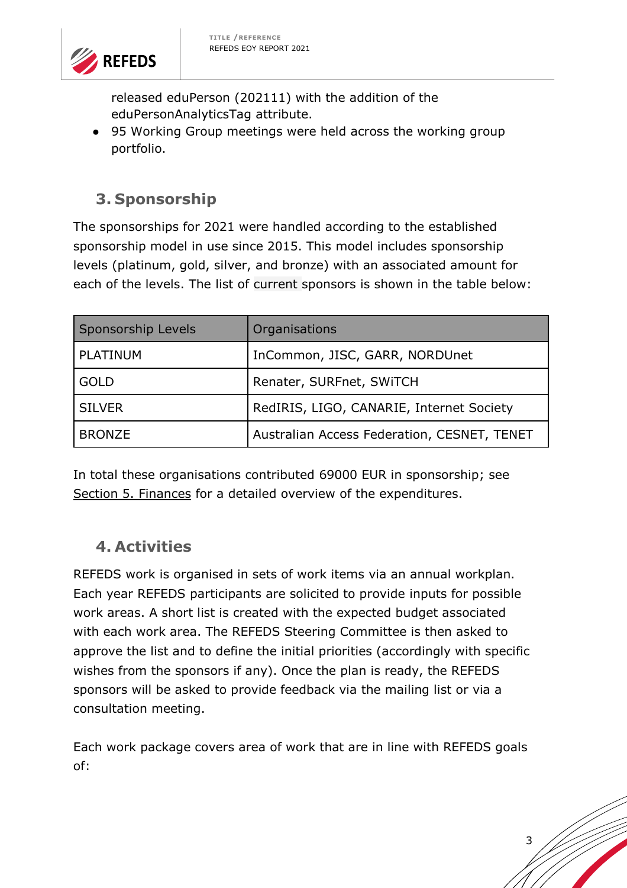released eduPerson (202111) with the addition of the eduPersonAnalyticsTag attribute.
- 95 Working Group meetings were held across the working group portfolio.

## 3. Sponsorship

The sponsorships for 2021 were handled according to the established sponsorship model in use since 2015. This model includes sponsorship levels (platinum, gold, silver, and bronze) with an associated amount for each of the levels. The list of current sponsors is shown in the table below:

| Sponsorship Levels | Organisations |
|---|---|
| PLATINUM | InCommon, JISC, GARR, NORDUnet |
| GOLD | Renater, SURFnet, SWiTCH |
| SILVER | RedIRIS, LIGO, CANARIE, Internet Society |
| BRONZE | Australian Access Federation, CESNET, TENET |

In total these organisations contributed 69000 EUR in sponsorship; see Section 5. Finances for a detailed overview of the expenditures.

## 4. Activities

REFEDS work is organised in sets of work items via an annual workplan. Each year REFEDS participants are solicited to provide inputs for possible work areas. A short list is created with the expected budget associated with each work area. The REFEDS Steering Committee is then asked to approve the list and to define the initial priorities (accordingly with specific wishes from the sponsors if any). Once the plan is ready, the REFEDS sponsors will be asked to provide feedback via the mailing list or via a consultation meeting.

Each work package covers area of work that are in line with REFEDS goals of: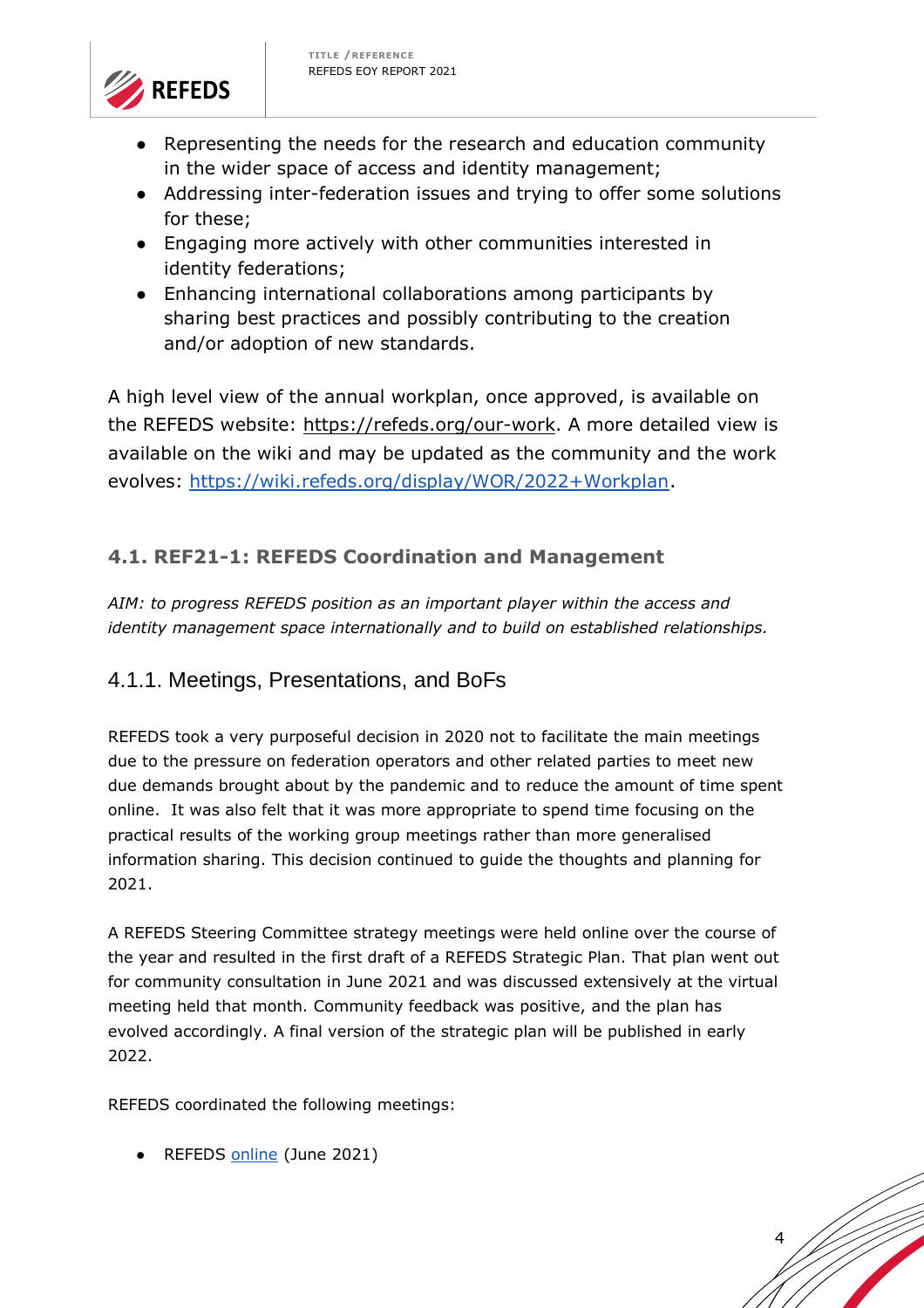- Representing the needs for the research and education community in the wider space of access and identity management;
- Addressing inter-federation issues and trying to offer some solutions for these;
- Engaging more actively with other communities interested in identity federations;
- Enhancing international collaborations among participants by sharing best practices and possibly contributing to the creation and/or adoption of new standards.

A high level view of the annual workplan, once approved, is available on the REFEDS website: https://refeds.org/our-work. A more detailed view is available on the wiki and may be updated as the community and the work evolves: https://wiki.refeds.org/display/WOR/2022+Workplan.

## 4.1. REF21-1: REFEDS Coordination and Management

*AIM: to progress REFEDS position as an important player within the access and identity management space internationally and to build on established relationships.*

### 4.1.1. Meetings, Presentations, and BoFs

REFEDS took a very purposeful decision in 2020 not to facilitate the main meetings due to the pressure on federation operators and other related parties to meet new due demands brought about by the pandemic and to reduce the amount of time spent online. It was also felt that it was more appropriate to spend time focusing on the practical results of the working group meetings rather than more generalised information sharing. This decision continued to guide the thoughts and planning for 2021.

A REFEDS Steering Committee strategy meetings were held online over the course of the year and resulted in the first draft of a REFEDS Strategic Plan. That plan went out for community consultation in June 2021 and was discussed extensively at the virtual meeting held that month. Community feedback was positive, and the plan has evolved accordingly. A final version of the strategic plan will be published in early 2022.

REFEDS coordinated the following meetings:

- REFEDS online (June 2021)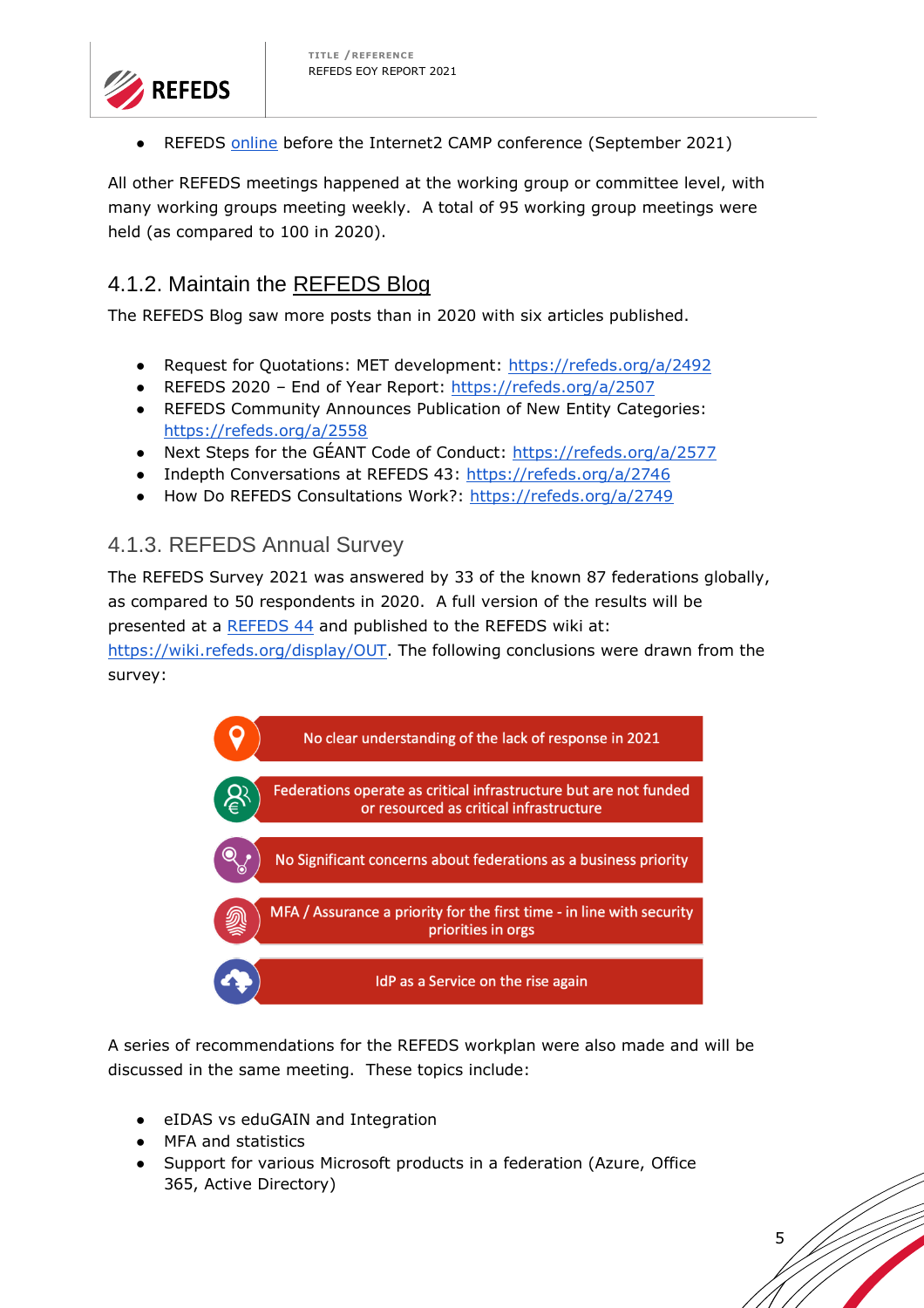- REFEDS online before the Internet2 CAMP conference (September 2021)

All other REFEDS meetings happened at the working group or committee level, with many working groups meeting weekly. A total of 95 working group meetings were held (as compared to 100 in 2020).

### 4.1.2. Maintain the REFEDS Blog

The REFEDS Blog saw more posts than in 2020 with six articles published.

- Request for Quotations: MET development: https://refeds.org/a/2492
- REFEDS 2020 – End of Year Report: https://refeds.org/a/2507
- REFEDS Community Announces Publication of New Entity Categories: https://refeds.org/a/2558
- Next Steps for the GÉANT Code of Conduct: https://refeds.org/a/2577
- Indepth Conversations at REFEDS 43: https://refeds.org/a/2746
- How Do REFEDS Consultations Work?: https://refeds.org/a/2749

### 4.1.3. REFEDS Annual Survey

The REFEDS Survey 2021 was answered by 33 of the known 87 federations globally, as compared to 50 respondents in 2020. A full version of the results will be presented at a REFEDS 44 and published to the REFEDS wiki at: https://wiki.refeds.org/display/OUT. The following conclusions were drawn from the survey:

- No clear understanding of the lack of response in 2021
- Federations operate as critical infrastructure but are not funded or resourced as critical infrastructure
- No Significant concerns about federations as a business priority
- MFA / Assurance a priority for the first time - in line with security priorities in orgs
- IdP as a Service on the rise again

A series of recommendations for the REFEDS workplan were also made and will be discussed in the same meeting. These topics include:

- eIDAS vs eduGAIN and Integration
- MFA and statistics
- Support for various Microsoft products in a federation (Azure, Office 365, Active Directory)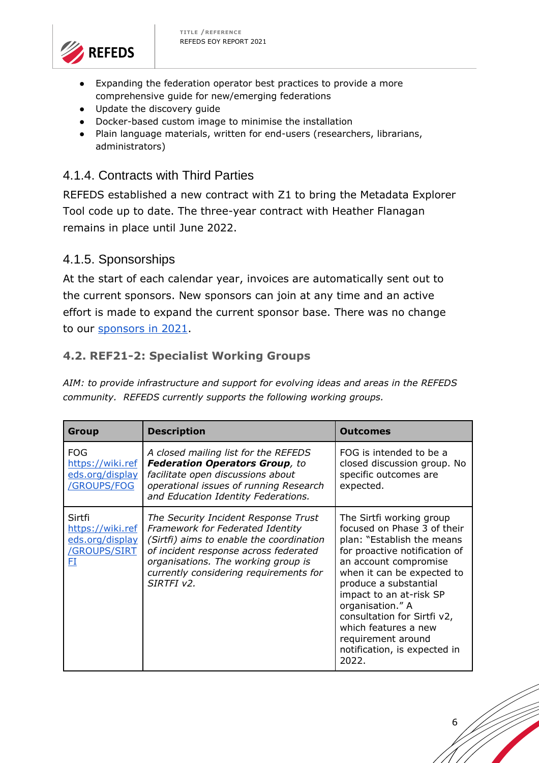- Expanding the federation operator best practices to provide a more comprehensive guide for new/emerging federations
- Update the discovery guide
- Docker-based custom image to minimise the installation
- Plain language materials, written for end-users (researchers, librarians, administrators)

### 4.1.4. Contracts with Third Parties

REFEDS established a new contract with Z1 to bring the Metadata Explorer Tool code up to date. The three-year contract with Heather Flanagan remains in place until June 2022.

### 4.1.5. Sponsorships

At the start of each calendar year, invoices are automatically sent out to the current sponsors. New sponsors can join at any time and an active effort is made to expand the current sponsor base. There was no change to our sponsors in 2021.

## 4.2. REF21-2: Specialist Working Groups

*AIM: to provide infrastructure and support for evolving ideas and areas in the REFEDS community. REFEDS currently supports the following working groups.*

| Group | Description | Outcomes |
|---|---|---|
| FOG https://wiki.refeds.org/display/GROUPS/FOG | *A closed mailing list for the REFEDS **Federation Operators Group**, to facilitate open discussions about operational issues of running Research and Education Identity Federations.* | FOG is intended to be a closed discussion group. No specific outcomes are expected. |
| Sirtfi https://wiki.refeds.org/display/GROUPS/SIRTFI | *The Security Incident Response Trust Framework for Federated Identity (Sirtfi) aims to enable the coordination of incident response across federated organisations. The working group is currently considering requirements for SIRTFI v2.* | The Sirtfi working group focused on Phase 3 of their plan: "Establish the means for proactive notification of an account compromise when it can be expected to produce a substantial impact to an at-risk SP organisation." A consultation for Sirtfi v2, which features a new requirement around notification, is expected in 2022. |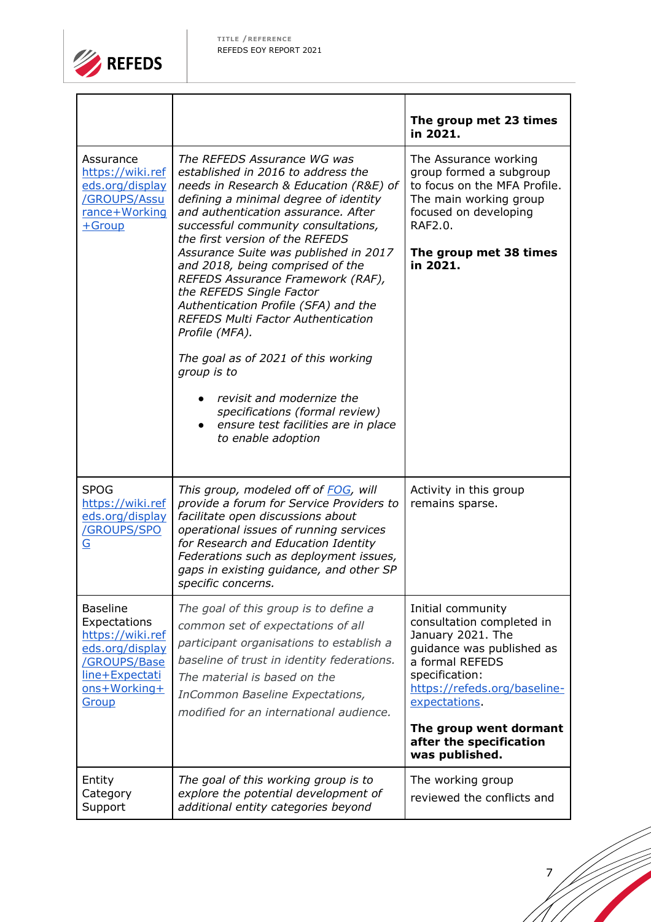| | | |
|---|---|---|
| | | **The group met 23 times in 2021.** |
| Assurance https://wiki.refeds.org/display/GROUPS/Assurance+Working+Group | *The REFEDS Assurance WG was established in 2016 to address the needs in Research & Education (R&E) of defining a minimal degree of identity and authentication assurance. After successful community consultations, the first version of the REFEDS Assurance Suite was published in 2017 and 2018, being comprised of the REFEDS Assurance Framework (RAF), the REFEDS Single Factor Authentication Profile (SFA) and the REFEDS Multi Factor Authentication Profile (MFA).* <br><br> *The goal as of 2021 of this working group is to* <br><br> • *revisit and modernize the specifications (formal review)* <br> • *ensure test facilities are in place to enable adoption* | The Assurance working group formed a subgroup to focus on the MFA Profile. The main working group focused on developing RAF2.0. <br><br> **The group met 38 times in 2021.** |
| SPOG https://wiki.refeds.org/display/GROUPS/SPOG | *This group, modeled off of FOG, will provide a forum for Service Providers to facilitate open discussions about operational issues of running services for Research and Education Identity Federations such as deployment issues, gaps in existing guidance, and other SP specific concerns.* | Activity in this group remains sparse. |
| Baseline Expectations https://wiki.refeds.org/display/GROUPS/Baseline+Expectations+Working+Group | *The goal of this group is to define a common set of expectations of all participant organisations to establish a baseline of trust in identity federations. The material is based on the InCommon Baseline Expectations, modified for an international audience.* | Initial community consultation completed in January 2021. The guidance was published as a formal REFEDS specification: https://refeds.org/baseline-expectations. <br><br> **The group went dormant after the specification was published.** |
| Entity Category Support | *The goal of this working group is to explore the potential development of additional entity categories beyond* | The working group reviewed the conflicts and |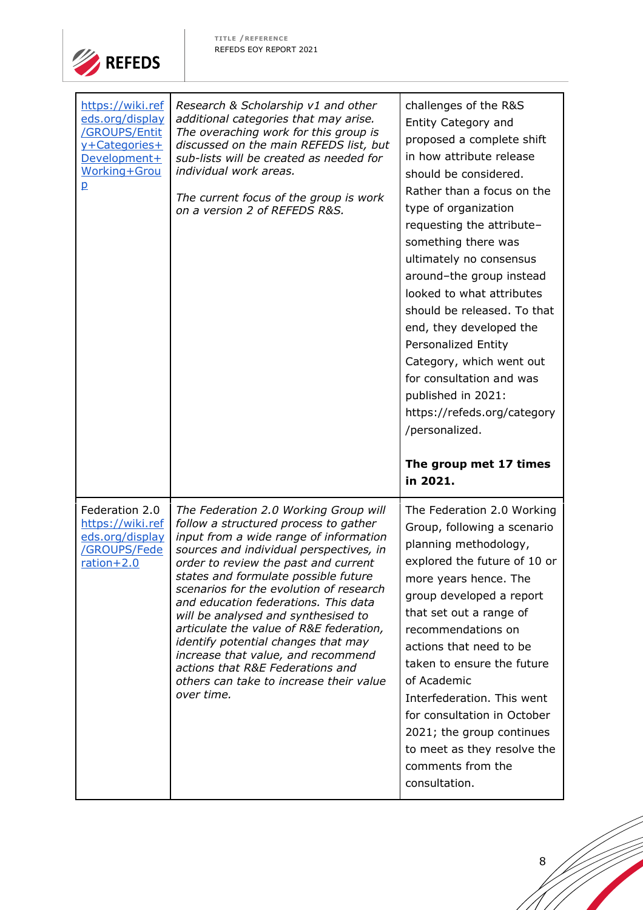| | | |
|---|---|---|
| https://wiki.refeds.org/display/GROUPS/Entity+Categories+Development+Working+Group | *Research & Scholarship v1 and other additional categories that may arise. The overaching work for this group is discussed on the main REFEDS list, but sub-lists will be created as needed for individual work areas.*<br><br>*The current focus of the group is work on a version 2 of REFEDS R&S.* | challenges of the R&S Entity Category and proposed a complete shift in how attribute release should be considered. Rather than a focus on the type of organization requesting the attribute–something there was ultimately no consensus around–the group instead looked to what attributes should be released. To that end, they developed the Personalized Entity Category, which went out for consultation and was published in 2021: https://refeds.org/category/personalized.<br><br>**The group met 17 times in 2021.** |
| Federation 2.0 https://wiki.refeds.org/display/GROUPS/Federation+2.0 | *The Federation 2.0 Working Group will follow a structured process to gather input from a wide range of information sources and individual perspectives, in order to review the past and current states and formulate possible future scenarios for the evolution of research and education federations. This data will be analysed and synthesised to articulate the value of R&E federation, identify potential changes that may increase that value, and recommend actions that R&E Federations and others can take to increase their value over time.* | The Federation 2.0 Working Group, following a scenario planning methodology, explored the future of 10 or more years hence. The group developed a report that set out a range of recommendations on actions that need to be taken to ensure the future of Academic Interfederation. This went for consultation in October 2021; the group continues to meet as they resolve the comments from the consultation. |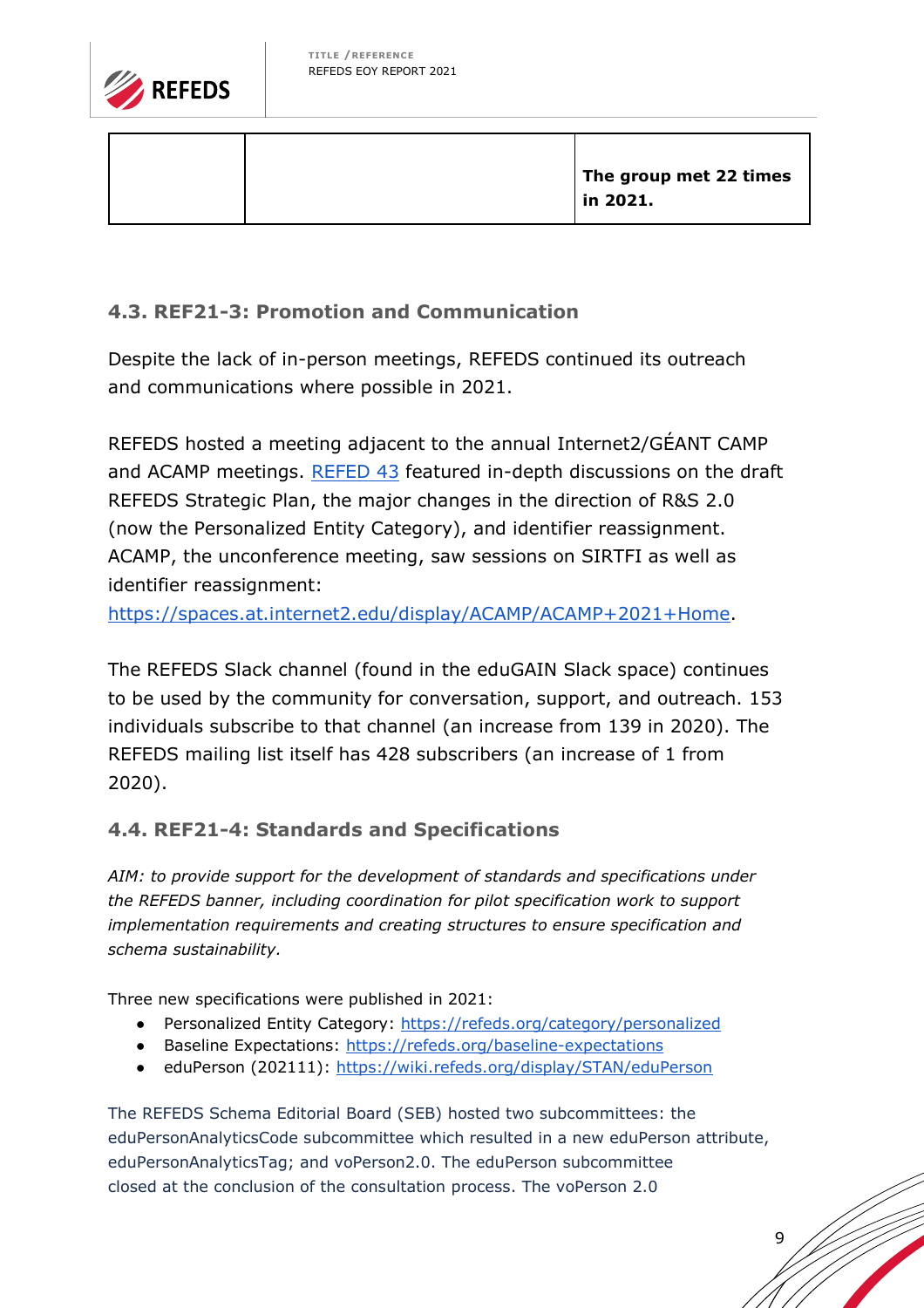| | | The group met 22 times in 2021. |
|---|---|---|

### 4.3. REF21-3: Promotion and Communication

Despite the lack of in-person meetings, REFEDS continued its outreach and communications where possible in 2021.

REFEDS hosted a meeting adjacent to the annual Internet2/GÉANT CAMP and ACAMP meetings. REFED 43 featured in-depth discussions on the draft REFEDS Strategic Plan, the major changes in the direction of R&S 2.0 (now the Personalized Entity Category), and identifier reassignment. ACAMP, the unconference meeting, saw sessions on SIRTFI as well as identifier reassignment: https://spaces.at.internet2.edu/display/ACAMP/ACAMP+2021+Home.

The REFEDS Slack channel (found in the eduGAIN Slack space) continues to be used by the community for conversation, support, and outreach. 153 individuals subscribe to that channel (an increase from 139 in 2020). The REFEDS mailing list itself has 428 subscribers (an increase of 1 from 2020).

### 4.4. REF21-4: Standards and Specifications

*AIM: to provide support for the development of standards and specifications under the REFEDS banner, including coordination for pilot specification work to support implementation requirements and creating structures to ensure specification and schema sustainability.*

Three new specifications were published in 2021:

- Personalized Entity Category: https://refeds.org/category/personalized
- Baseline Expectations: https://refeds.org/baseline-expectations
- eduPerson (202111): https://wiki.refeds.org/display/STAN/eduPerson

The REFEDS Schema Editorial Board (SEB) hosted two subcommittees: the eduPersonAnalyticsCode subcommittee which resulted in a new eduPerson attribute, eduPersonAnalyticsTag; and voPerson2.0. The eduPerson subcommittee closed at the conclusion of the consultation process. The voPerson 2.0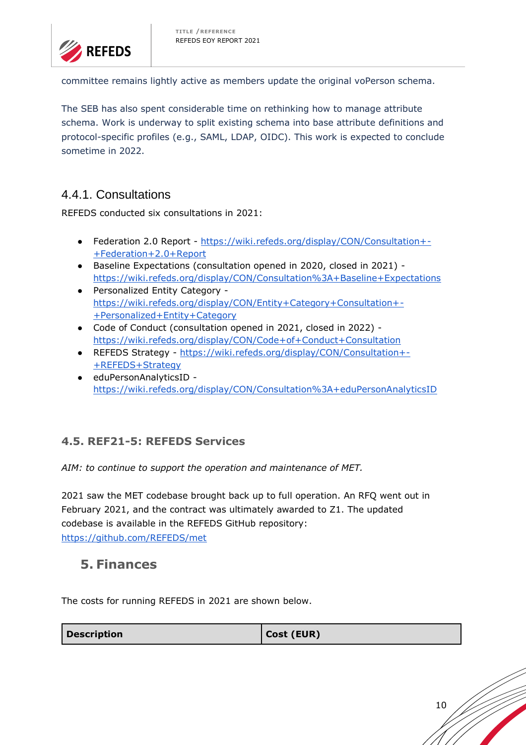committee remains lightly active as members update the original voPerson schema.

The SEB has also spent considerable time on rethinking how to manage attribute schema. Work is underway to split existing schema into base attribute definitions and protocol-specific profiles (e.g., SAML, LDAP, OIDC). This work is expected to conclude sometime in 2022.

### 4.4.1. Consultations

REFEDS conducted six consultations in 2021:

- Federation 2.0 Report - https://wiki.refeds.org/display/CON/Consultation+-+Federation+2.0+Report
- Baseline Expectations (consultation opened in 2020, closed in 2021) - https://wiki.refeds.org/display/CON/Consultation%3A+Baseline+Expectations
- Personalized Entity Category - https://wiki.refeds.org/display/CON/Entity+Category+Consultation+-+Personalized+Entity+Category
- Code of Conduct (consultation opened in 2021, closed in 2022) - https://wiki.refeds.org/display/CON/Code+of+Conduct+Consultation
- REFEDS Strategy - https://wiki.refeds.org/display/CON/Consultation+-+REFEDS+Strategy
- eduPersonAnalyticsID - https://wiki.refeds.org/display/CON/Consultation%3A+eduPersonAnalyticsID

### 4.5. REF21-5: REFEDS Services

*AIM: to continue to support the operation and maintenance of MET.*

2021 saw the MET codebase brought back up to full operation. An RFQ went out in February 2021, and the contract was ultimately awarded to Z1. The updated codebase is available in the REFEDS GitHub repository: https://github.com/REFEDS/met

## 5. Finances

The costs for running REFEDS in 2021 are shown below.

| Description | Cost (EUR) |
|---|---|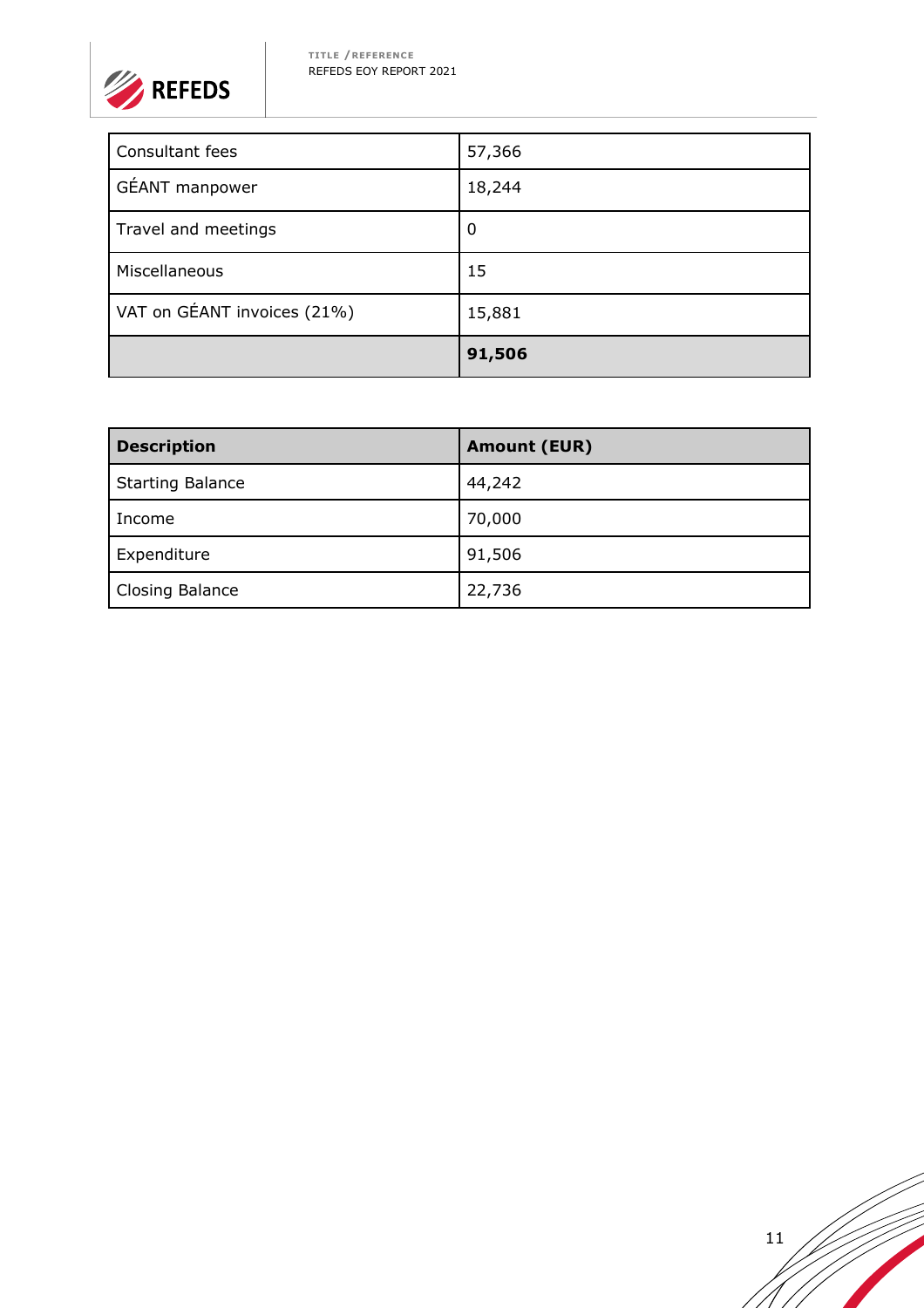| | |
|---|---|
| Consultant fees | 57,366 |
| GÉANT manpower | 18,244 |
| Travel and meetings | 0 |
| Miscellaneous | 15 |
| VAT on GÉANT invoices (21%) | 15,881 |
| | **91,506** |

| **Description** | **Amount (EUR)** |
|---|---|
| Starting Balance | 44,242 |
| Income | 70,000 |
| Expenditure | 91,506 |
| Closing Balance | 22,736 |